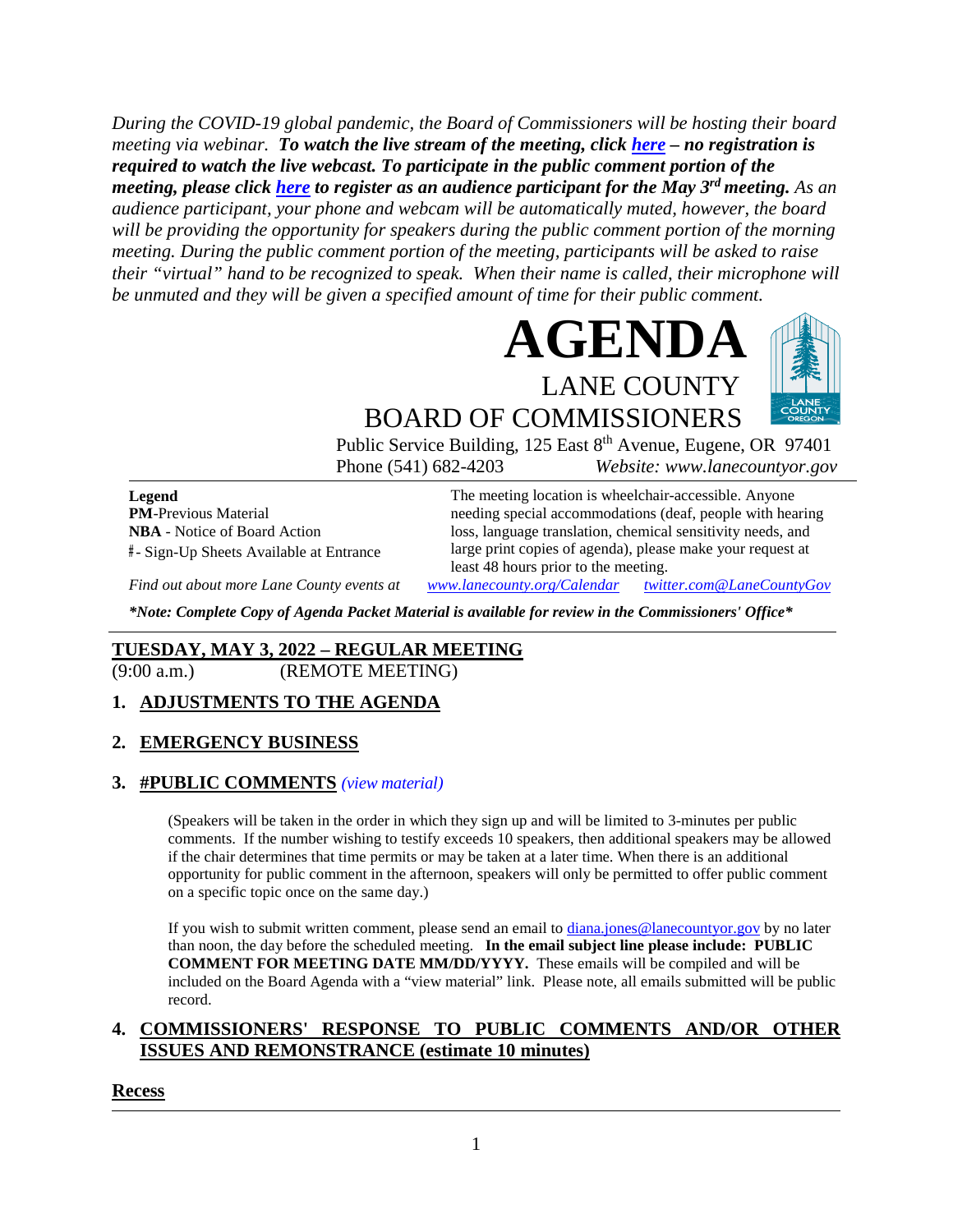*During the COVID-19 global pandemic, the Board of Commissioners will be hosting their board meeting via webinar.* ***To watch the live stream of the meeting, click [here](#) – no registration is required to watch the live webcast. To participate in the public comment portion of the meeting, please click [here](#) to register as an audience participant for the May 3rd meeting.*** *As an audience participant, your phone and webcam will be automatically muted, however, the board will be providing the opportunity for speakers during the public comment portion of the morning meeting. During the public comment portion of the meeting, participants will be asked to raise their "virtual" hand to be recognized to speak. When their name is called, their microphone will be unmuted and they will be given a specified amount of time for their public comment.*

# AGENDA

## LANE COUNTY BOARD OF COMMISSIONERS

Public Service Building, 125 East 8th Avenue, Eugene, OR 97401
Phone (541) 682-4203 *Website: www.lanecountyor.gov*

**Legend**
**PM**-Previous Material
**NBA** - Notice of Board Action
# - Sign-Up Sheets Available at Entrance

The meeting location is wheelchair-accessible. Anyone needing special accommodations (deaf, people with hearing loss, language translation, chemical sensitivity needs, and large print copies of agenda), please make your request at least 48 hours prior to the meeting.

*Find out about more Lane County events at* *[www.lanecounty.org/Calendar](http://www.lanecounty.org/Calendar)* *twitter.com@LaneCountyGov*

***\*Note: Complete Copy of Agenda Packet Material is available for review in the Commissioners' Office\****

---

**TUESDAY, MAY 3, 2022 – REGULAR MEETING**
(9:00 a.m.) (REMOTE MEETING)

### 1. ADJUSTMENTS TO THE AGENDA

### 2. EMERGENCY BUSINESS

### 3. #PUBLIC COMMENTS *(view material)*

(Speakers will be taken in the order in which they sign up and will be limited to 3-minutes per public comments. If the number wishing to testify exceeds 10 speakers, then additional speakers may be allowed if the chair determines that time permits or may be taken at a later time. When there is an additional opportunity for public comment in the afternoon, speakers will only be permitted to offer public comment on a specific topic once on the same day.)

If you wish to submit written comment, please send an email to [diana.jones@lanecountyor.gov](mailto:diana.jones@lanecountyor.gov) by no later than noon, the day before the scheduled meeting. **In the email subject line please include: PUBLIC COMMENT FOR MEETING DATE MM/DD/YYYY.** These emails will be compiled and will be included on the Board Agenda with a "view material" link. Please note, all emails submitted will be public record.

### 4. COMMISSIONERS' RESPONSE TO PUBLIC COMMENTS AND/OR OTHER ISSUES AND REMONSTRANCE (estimate 10 minutes)

**Recess**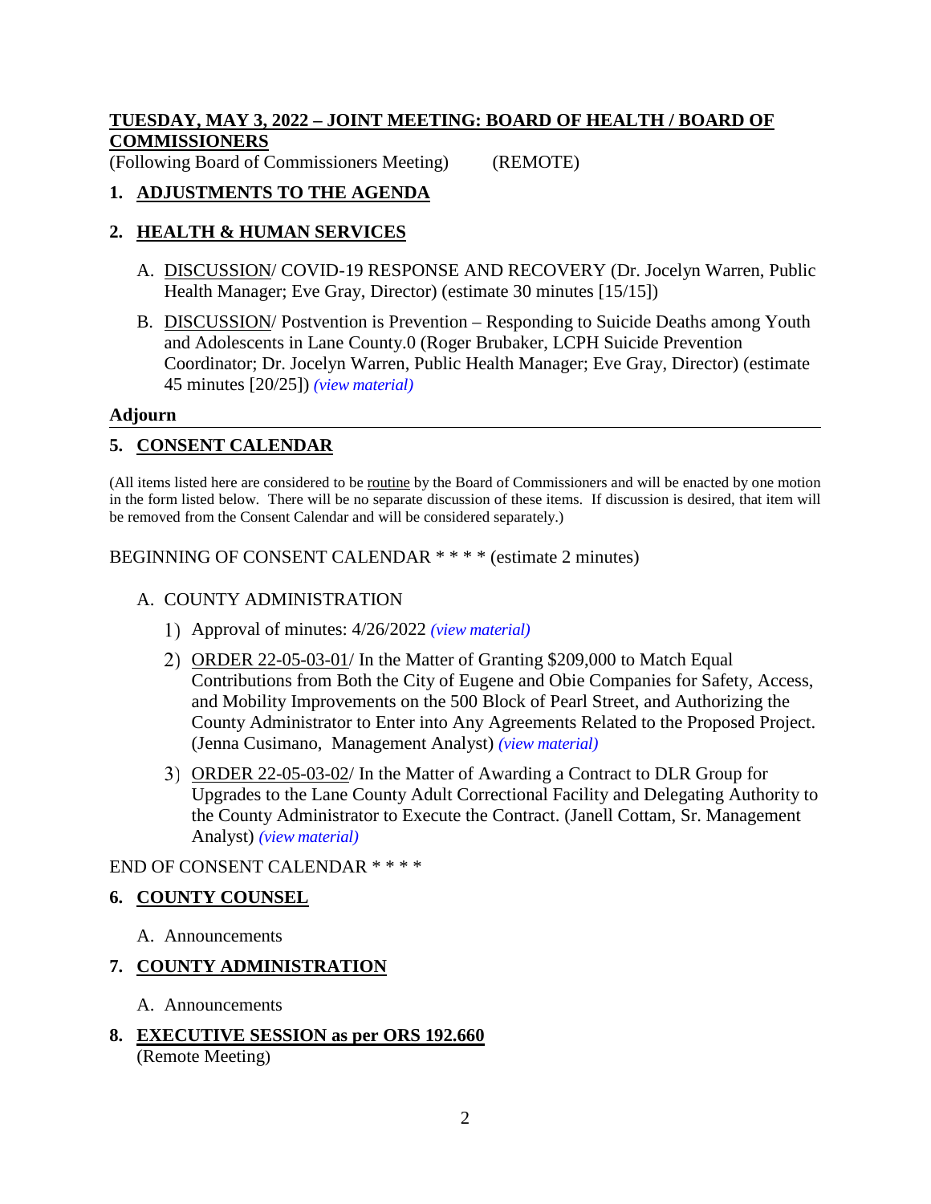**TUESDAY, MAY 3, 2022 – JOINT MEETING: BOARD OF HEALTH / BOARD OF COMMISSIONERS**

(Following Board of Commissioners Meeting) (REMOTE)

## 1. ADJUSTMENTS TO THE AGENDA

## 2. HEALTH & HUMAN SERVICES

A. DISCUSSION/ COVID-19 RESPONSE AND RECOVERY (Dr. Jocelyn Warren, Public Health Manager; Eve Gray, Director) (estimate 30 minutes [15/15])

B. DISCUSSION/ Postvention is Prevention – Responding to Suicide Deaths among Youth and Adolescents in Lane County.0 (Roger Brubaker, LCPH Suicide Prevention Coordinator; Dr. Jocelyn Warren, Public Health Manager; Eve Gray, Director) (estimate 45 minutes [20/25]) *(view material)*

**Adjourn**

---

## 5. CONSENT CALENDAR

(All items listed here are considered to be routine by the Board of Commissioners and will be enacted by one motion in the form listed below. There will be no separate discussion of these items. If discussion is desired, that item will be removed from the Consent Calendar and will be considered separately.)

BEGINNING OF CONSENT CALENDAR * * * * (estimate 2 minutes)

A. COUNTY ADMINISTRATION

1) Approval of minutes: 4/26/2022 *(view material)*

2) ORDER 22-05-03-01/ In the Matter of Granting $209,000 to Match Equal Contributions from Both the City of Eugene and Obie Companies for Safety, Access, and Mobility Improvements on the 500 Block of Pearl Street, and Authorizing the County Administrator to Enter into Any Agreements Related to the Proposed Project. (Jenna Cusimano, Management Analyst) *(view material)*

3) ORDER 22-05-03-02/ In the Matter of Awarding a Contract to DLR Group for Upgrades to the Lane County Adult Correctional Facility and Delegating Authority to the County Administrator to Execute the Contract. (Janell Cottam, Sr. Management Analyst) *(view material)*

END OF CONSENT CALENDAR * * * *

## 6. COUNTY COUNSEL

A. Announcements

## 7. COUNTY ADMINISTRATION

A. Announcements

## 8. EXECUTIVE SESSION as per ORS 192.660

(Remote Meeting)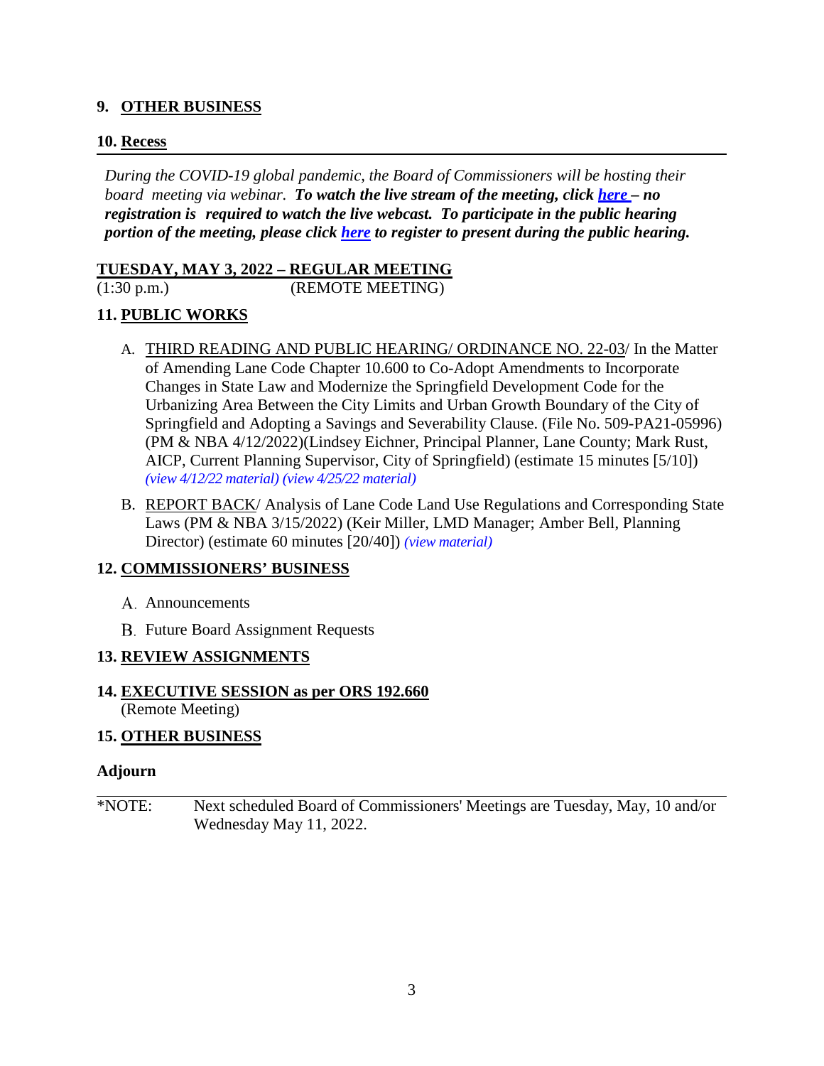## 9. <u>OTHER BUSINESS</u>

## 10. <u>Recess</u>

---

*During the COVID-19 global pandemic, the Board of Commissioners will be hosting their board meeting via webinar.* ***To watch the live stream of the meeting, click here – no registration is required to watch the live webcast. To participate in the public hearing portion of the meeting, please click here to register to present during the public hearing.***

**<u>TUESDAY, MAY 3, 2022 – REGULAR MEETING</u>**

(1:30 p.m.) (REMOTE MEETING)

## 11. <u>PUBLIC WORKS</u>

A. <u>THIRD READING AND PUBLIC HEARING/ ORDINANCE NO. 22-03</u>/ In the Matter of Amending Lane Code Chapter 10.600 to Co-Adopt Amendments to Incorporate Changes in State Law and Modernize the Springfield Development Code for the Urbanizing Area Between the City Limits and Urban Growth Boundary of the City of Springfield and Adopting a Savings and Severability Clause. (File No. 509-PA21-05996) (PM & NBA 4/12/2022)(Lindsey Eichner, Principal Planner, Lane County; Mark Rust, AICP, Current Planning Supervisor, City of Springfield) (estimate 15 minutes [5/10]) *(view 4/12/22 material) (view 4/25/22 material)*

B. <u>REPORT BACK</u>/ Analysis of Lane Code Land Use Regulations and Corresponding State Laws (PM & NBA 3/15/2022) (Keir Miller, LMD Manager; Amber Bell, Planning Director) (estimate 60 minutes [20/40]) *(view material)*

## 12. <u>COMMISSIONERS' BUSINESS</u>

A. Announcements

B. Future Board Assignment Requests

## 13. <u>REVIEW ASSIGNMENTS</u>

## 14. <u>EXECUTIVE SESSION as per ORS 192.660</u>

(Remote Meeting)

## 15. <u>OTHER BUSINESS</u>

## Adjourn

---

*NOTE: Next scheduled Board of Commissioners' Meetings are Tuesday, May, 10 and/or Wednesday May 11, 2022.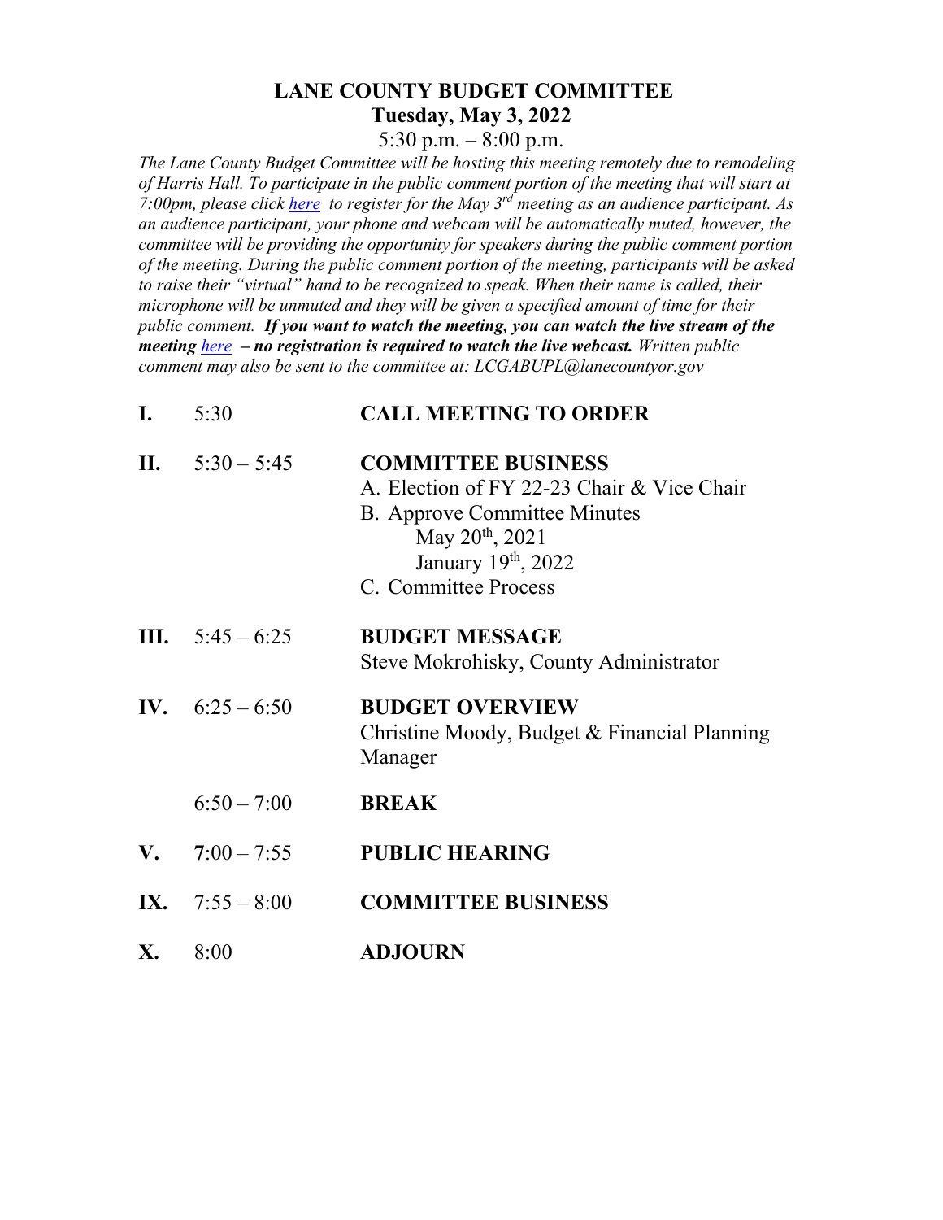# LANE COUNTY BUDGET COMMITTEE
## Tuesday, May 3, 2022
5:30 p.m. – 8:00 p.m.

*The Lane County Budget Committee will be hosting this meeting remotely due to remodeling of Harris Hall. To participate in the public comment portion of the meeting that will start at 7:00pm, please click here to register for the May 3rd meeting as an audience participant. As an audience participant, your phone and webcam will be automatically muted, however, the committee will be providing the opportunity for speakers during the public comment portion of the meeting. During the public comment portion of the meeting, participants will be asked to raise their "virtual" hand to be recognized to speak. When their name is called, their microphone will be unmuted and they will be given a specified amount of time for their public comment.* ***If you want to watch the meeting, you can watch the live stream of the meeting here – no registration is required to watch the live webcast.*** *Written public comment may also be sent to the committee at: LCGABUPL@lanecountyor.gov*

| | | |
|---|---|---|
| **I.** | 5:30 | **CALL MEETING TO ORDER** |
| **II.** | 5:30 – 5:45 | **COMMITTEE BUSINESS**<br>A. Election of FY 22-23 Chair & Vice Chair<br>B. Approve Committee Minutes<br>May 20th, 2021<br>January 19th, 2022<br>C. Committee Process |
| **III.** | 5:45 – 6:25 | **BUDGET MESSAGE**<br>Steve Mokrohisky, County Administrator |
| **IV.** | 6:25 – 6:50 | **BUDGET OVERVIEW**<br>Christine Moody, Budget & Financial Planning Manager |
| | 6:50 – 7:00 | **BREAK** |
| **V.** | 7:00 – 7:55 | **PUBLIC HEARING** |
| **IX.** | 7:55 – 8:00 | **COMMITTEE BUSINESS** |
| **X.** | 8:00 | **ADJOURN** |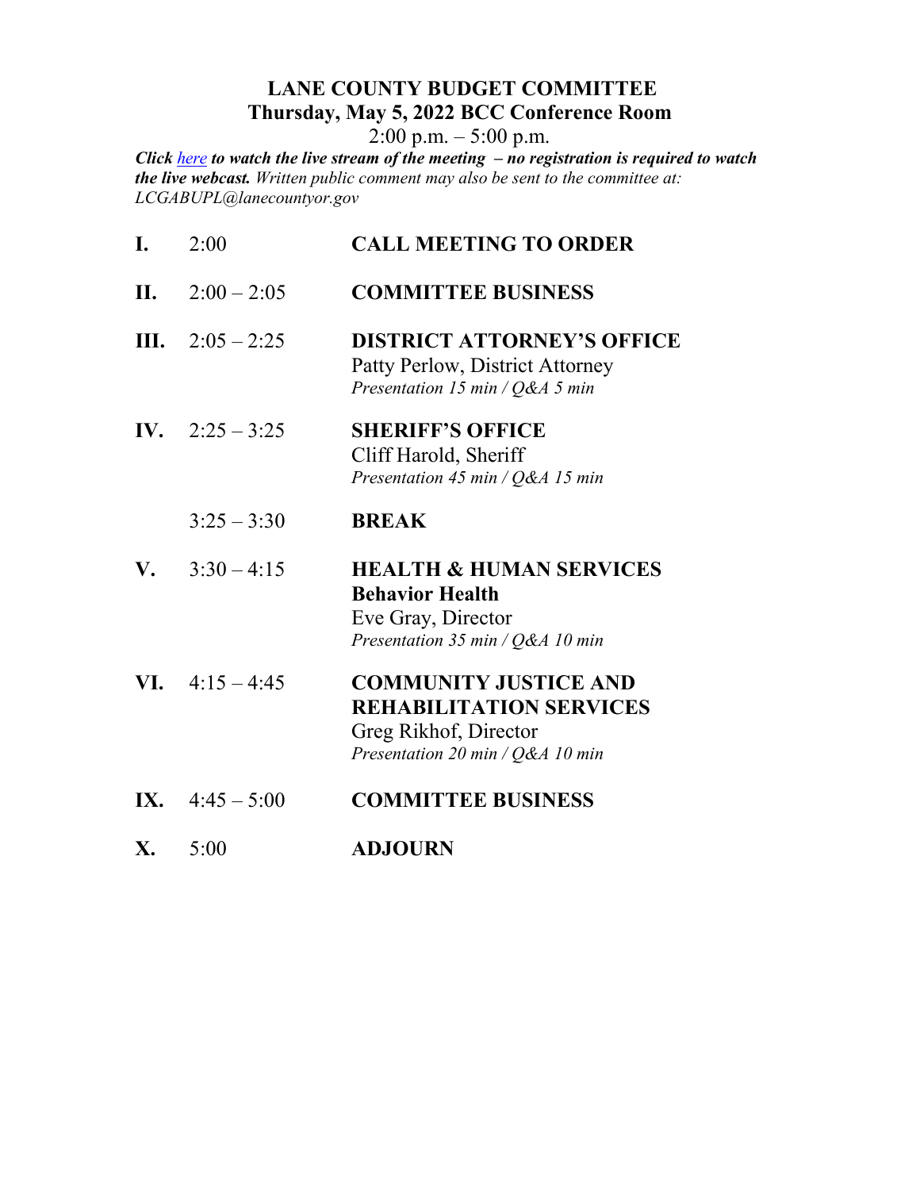# LANE COUNTY BUDGET COMMITTEE

## Thursday, May 5, 2022 BCC Conference Room

2:00 p.m. – 5:00 p.m.

***Click here to watch the live stream of the meeting – no registration is required to watch the live webcast.*** *Written public comment may also be sent to the committee at: LCGABUPL@lanecountyor.gov*

| | | |
|---|---|---|
| **I.** | 2:00 | **CALL MEETING TO ORDER** |
| **II.** | 2:00 – 2:05 | **COMMITTEE BUSINESS** |
| **III.** | 2:05 – 2:25 | **DISTRICT ATTORNEY'S OFFICE**<br>Patty Perlow, District Attorney<br>*Presentation 15 min / Q&A 5 min* |
| **IV.** | 2:25 – 3:25 | **SHERIFF'S OFFICE**<br>Cliff Harold, Sheriff<br>*Presentation 45 min / Q&A 15 min* |
| | 3:25 – 3:30 | **BREAK** |
| **V.** | 3:30 – 4:15 | **HEALTH & HUMAN SERVICES**<br>**Behavior Health**<br>Eve Gray, Director<br>*Presentation 35 min / Q&A 10 min* |
| **VI.** | 4:15 – 4:45 | **COMMUNITY JUSTICE AND REHABILITATION SERVICES**<br>Greg Rikhof, Director<br>*Presentation 20 min / Q&A 10 min* |
| **IX.** | 4:45 – 5:00 | **COMMITTEE BUSINESS** |
| **X.** | 5:00 | **ADJOURN** |